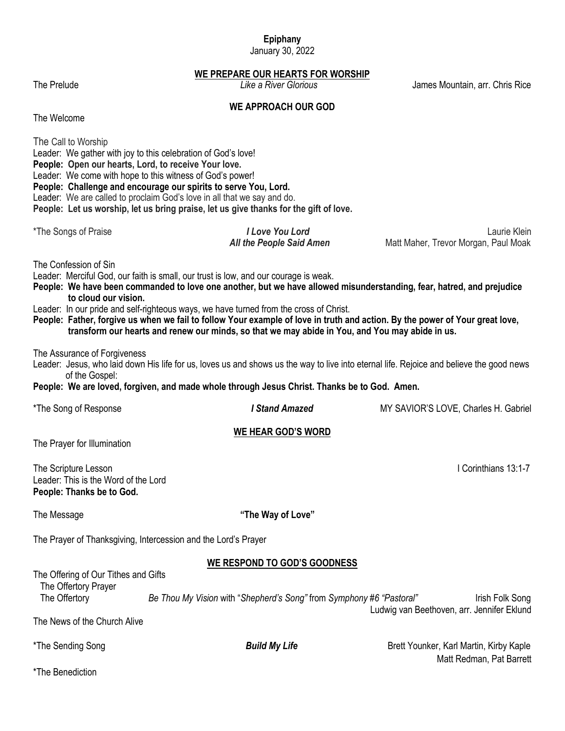**Epiphany**
January 30, 2022

## WE PREPARE OUR HEARTS FOR WORSHIP

The Prelude — *Like a River Glorious* — James Mountain, arr. Chris Rice

## WE APPROACH OUR GOD

The Welcome

The Call to Worship
Leader: We gather with joy to this celebration of God's love!
**People: Open our hearts, Lord, to receive Your love.**
Leader: We come with hope to this witness of God's power!
**People: Challenge and encourage our spirits to serve You, Lord.**
Leader: We are called to proclaim God's love in all that we say and do.
**People: Let us worship, let us bring praise, let us give thanks for the gift of love.**

*The Songs of Praise — ***I Love You Lord*** — Laurie Klein
***All the People Said Amen*** — Matt Maher, Trevor Morgan, Paul Moak

The Confession of Sin
Leader: Merciful God, our faith is small, our trust is low, and our courage is weak.
**People: We have been commanded to love one another, but we have allowed misunderstanding, fear, hatred, and prejudice to cloud our vision.**
Leader: In our pride and self-righteous ways, we have turned from the cross of Christ.
**People: Father, forgive us when we fail to follow Your example of love in truth and action. By the power of Your great love, transform our hearts and renew our minds, so that we may abide in You, and You may abide in us.**

The Assurance of Forgiveness
Leader: Jesus, who laid down His life for us, loves us and shows us the way to live into eternal life. Rejoice and believe the good news of the Gospel:
**People: We are loved, forgiven, and made whole through Jesus Christ. Thanks be to God. Amen.**

*The Song of Response — ***I Stand Amazed*** — MY SAVIOR'S LOVE, Charles H. Gabriel

## WE HEAR GOD'S WORD

The Prayer for Illumination

The Scripture Lesson — I Corinthians 13:1-7
Leader: This is the Word of the Lord
**People: Thanks be to God.**

The Message — **"The Way of Love"**

The Prayer of Thanksgiving, Intercession and the Lord's Prayer

## WE RESPOND TO GOD'S GOODNESS

The Offering of Our Tithes and Gifts
The Offertory Prayer
The Offertory — *Be Thou My Vision* with "*Shepherd's Song"* from *Symphony #6 "Pastoral"* — Irish Folk Song
Ludwig van Beethoven, arr. Jennifer Eklund

The News of the Church Alive

*The Sending Song — ***Build My Life*** — Brett Younker, Karl Martin, Kirby Kaple
Matt Redman, Pat Barrett

*The Benediction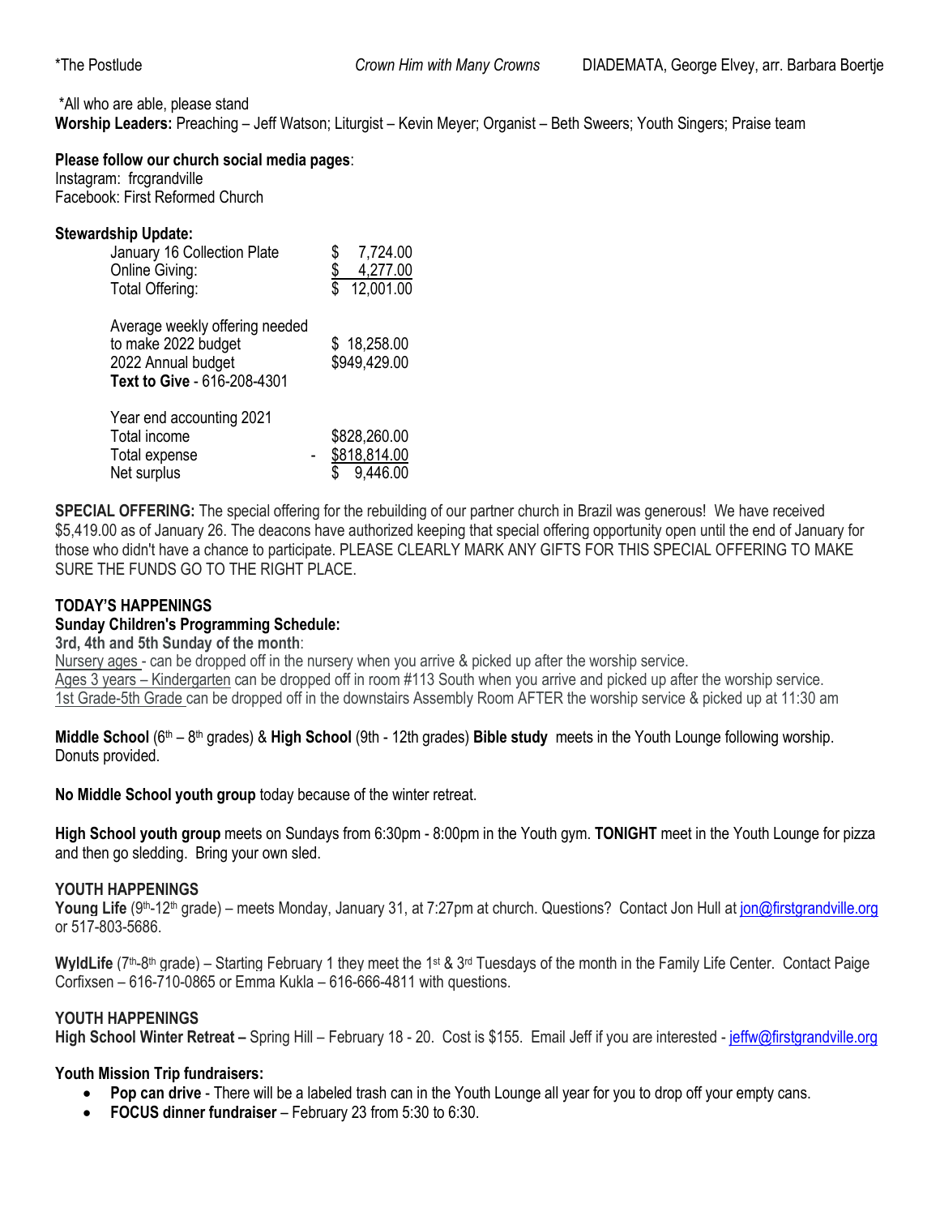*The Postlude *Crown Him with Many Crowns* DIADEMATA, George Elvey, arr. Barbara Boertje

*All who are able, please stand

**Worship Leaders:** Preaching – Jeff Watson; Liturgist – Kevin Meyer; Organist – Beth Sweers; Youth Singers; Praise team

**Please follow our church social media pages**:
Instagram: frcgrandville
Facebook: First Reformed Church

**Stewardship Update:**

| | |
|---|---|
| January 16 Collection Plate | $ 7,724.00 |
| Online Giving: | $ 4,277.00 |
| Total Offering: | $ 12,001.00 |
| | |
| Average weekly offering needed to make 2022 budget | $ 18,258.00 |
| 2022 Annual budget | $949,429.00 |
| **Text to Give** - 616-208-4301 | |
| | |
| Year end accounting 2021 | |
| Total income | $828,260.00 |
| Total expense | - $818,814.00 |
| Net surplus | $ 9,446.00 |

**SPECIAL OFFERING:** The special offering for the rebuilding of our partner church in Brazil was generous! We have received $5,419.00 as of January 26. The deacons have authorized keeping that special offering opportunity open until the end of January for those who didn't have a chance to participate. PLEASE CLEARLY MARK ANY GIFTS FOR THIS SPECIAL OFFERING TO MAKE SURE THE FUNDS GO TO THE RIGHT PLACE.

**TODAY'S HAPPENINGS**

**Sunday Children's Programming Schedule:**

**3rd, 4th and 5th Sunday of the month**:
Nursery ages - can be dropped off in the nursery when you arrive & picked up after the worship service.
Ages 3 years – Kindergarten can be dropped off in room #113 South when you arrive and picked up after the worship service.
1st Grade-5th Grade can be dropped off in the downstairs Assembly Room AFTER the worship service & picked up at 11:30 am

**Middle School** (6th – 8th grades) & **High School** (9th - 12th grades) **Bible study** meets in the Youth Lounge following worship. Donuts provided.

**No Middle School youth group** today because of the winter retreat.

**High School youth group** meets on Sundays from 6:30pm - 8:00pm in the Youth gym. **TONIGHT** meet in the Youth Lounge for pizza and then go sledding. Bring your own sled.

**YOUTH HAPPENINGS**

**Young Life** (9th-12th grade) – meets Monday, January 31, at 7:27pm at church. Questions? Contact Jon Hull at jon@firstgrandville.org or 517-803-5686.

**WyldLife** (7th-8th grade) – Starting February 1 they meet the 1st & 3rd Tuesdays of the month in the Family Life Center. Contact Paige Corfixsen – 616-710-0865 or Emma Kukla – 616-666-4811 with questions.

**YOUTH HAPPENINGS**

**High School Winter Retreat –** Spring Hill – February 18 - 20. Cost is $155. Email Jeff if you are interested - jeffw@firstgrandville.org

**Youth Mission Trip fundraisers:**

- **Pop can drive** - There will be a labeled trash can in the Youth Lounge all year for you to drop off your empty cans.
- **FOCUS dinner fundraiser** – February 23 from 5:30 to 6:30.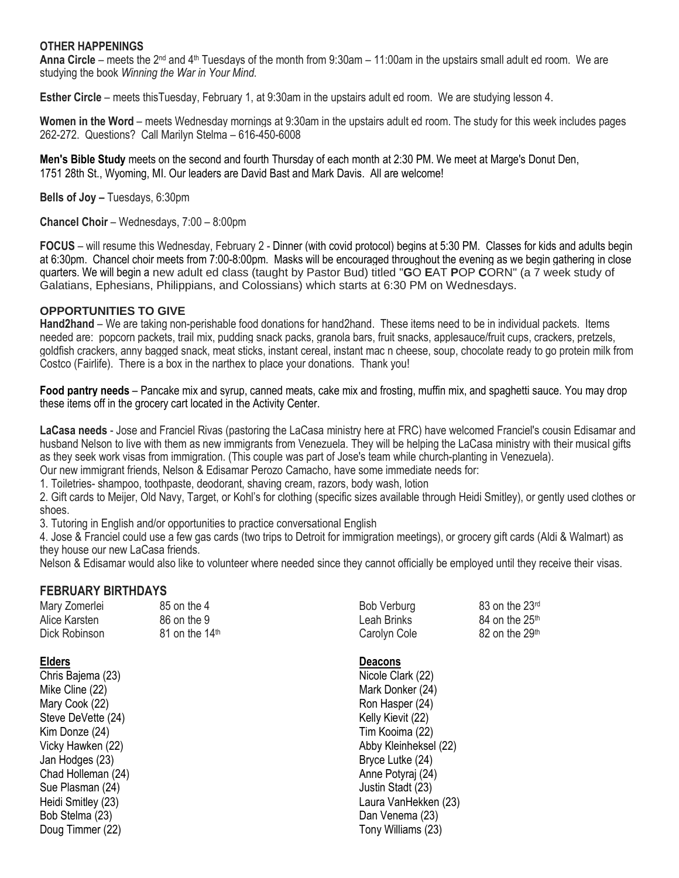## OTHER HAPPENINGS

**Anna Circle** – meets the 2nd and 4th Tuesdays of the month from 9:30am – 11:00am in the upstairs small adult ed room. We are studying the book *Winning the War in Your Mind.*

**Esther Circle** – meets thisTuesday, February 1, at 9:30am in the upstairs adult ed room. We are studying lesson 4.

**Women in the Word** – meets Wednesday mornings at 9:30am in the upstairs adult ed room. The study for this week includes pages 262-272. Questions? Call Marilyn Stelma – 616-450-6008

**Men's Bible Study** meets on the second and fourth Thursday of each month at 2:30 PM. We meet at Marge's Donut Den, 1751 28th St., Wyoming, MI. Our leaders are David Bast and Mark Davis. All are welcome!

**Bells of Joy –** Tuesdays, 6:30pm

**Chancel Choir** – Wednesdays, 7:00 – 8:00pm

**FOCUS** – will resume this Wednesday, February 2 - Dinner (with covid protocol) begins at 5:30 PM. Classes for kids and adults begin at 6:30pm. Chancel choir meets from 7:00-8:00pm. Masks will be encouraged throughout the evening as we begin gathering in close quarters. We will begin a new adult ed class (taught by Pastor Bud) titled "**G**O **E**AT **P**OP **C**ORN" (a 7 week study of Galatians, Ephesians, Philippians, and Colossians) which starts at 6:30 PM on Wednesdays.

## OPPORTUNITIES TO GIVE

**Hand2hand** – We are taking non-perishable food donations for hand2hand. These items need to be in individual packets. Items needed are: popcorn packets, trail mix, pudding snack packs, granola bars, fruit snacks, applesauce/fruit cups, crackers, pretzels, goldfish crackers, anny bagged snack, meat sticks, instant cereal, instant mac n cheese, soup, chocolate ready to go protein milk from Costco (Fairlife). There is a box in the narthex to place your donations. Thank you!

**Food pantry needs** – Pancake mix and syrup, canned meats, cake mix and frosting, muffin mix, and spaghetti sauce. You may drop these items off in the grocery cart located in the Activity Center.

**LaCasa needs** - Jose and Franciel Rivas (pastoring the LaCasa ministry here at FRC) have welcomed Franciel's cousin Edisamar and husband Nelson to live with them as new immigrants from Venezuela. They will be helping the LaCasa ministry with their musical gifts as they seek work visas from immigration. (This couple was part of Jose's team while church-planting in Venezuela).

Our new immigrant friends, Nelson & Edisamar Perozo Camacho, have some immediate needs for:

1. Toiletries- shampoo, toothpaste, deodorant, shaving cream, razors, body wash, lotion
2. Gift cards to Meijer, Old Navy, Target, or Kohl's for clothing (specific sizes available through Heidi Smitley), or gently used clothes or shoes.
3. Tutoring in English and/or opportunities to practice conversational English
4. Jose & Franciel could use a few gas cards (two trips to Detroit for immigration meetings), or grocery gift cards (Aldi & Walmart) as they house our new LaCasa friends.

Nelson & Edisamar would also like to volunteer where needed since they cannot officially be employed until they receive their visas.

## FEBRUARY BIRTHDAYS

| | |
|---|---|
| Mary Zomerlei | 85 on the 4 |
| Alice Karsten | 86 on the 9 |
| Dick Robinson | 81 on the 14th |
| Bob Verburg | 83 on the 23rd |
| Leah Brinks | 84 on the 25th |
| Carolyn Cole | 82 on the 29th |

**Elders**

Chris Bajema (23)
Mike Cline (22)
Mary Cook (22)
Steve DeVette (24)
Kim Donze (24)
Vicky Hawken (22)
Jan Hodges (23)
Chad Holleman (24)
Sue Plasman (24)
Heidi Smitley (23)
Bob Stelma (23)
Doug Timmer (22)

**Deacons**

Nicole Clark (22)
Mark Donker (24)
Ron Hasper (24)
Kelly Kievit (22)
Tim Kooima (22)
Abby Kleinheksel (22)
Bryce Lutke (24)
Anne Potyraj (24)
Justin Stadt (23)
Laura VanHekken (23)
Dan Venema (23)
Tony Williams (23)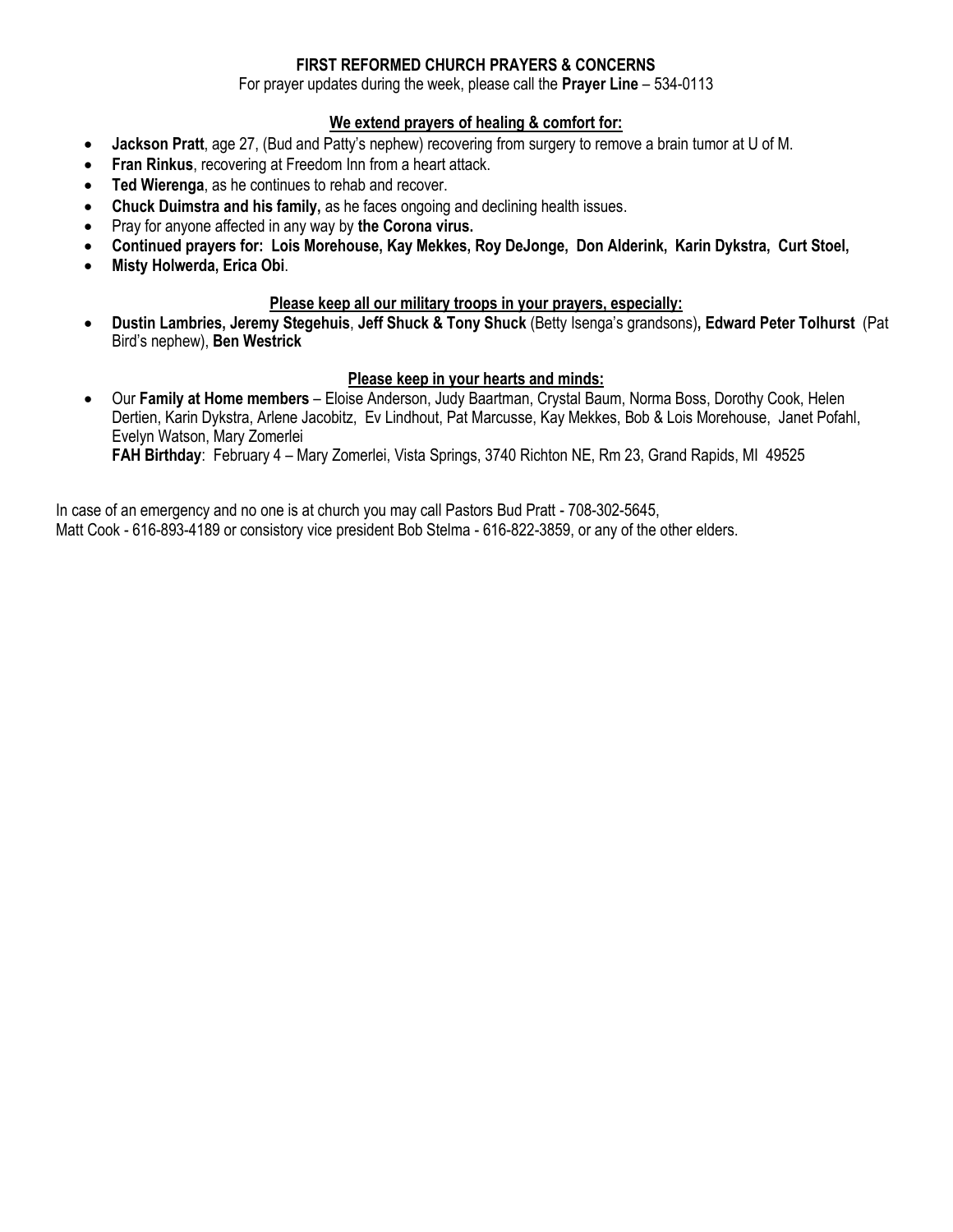**FIRST REFORMED CHURCH PRAYERS & CONCERNS**

For prayer updates during the week, please call the **Prayer Line** – 534-0113

**We extend prayers of healing & comfort for:**

- **Jackson Pratt**, age 27, (Bud and Patty's nephew) recovering from surgery to remove a brain tumor at U of M.
- **Fran Rinkus**, recovering at Freedom Inn from a heart attack.
- **Ted Wierenga**, as he continues to rehab and recover.
- **Chuck Duimstra and his family,** as he faces ongoing and declining health issues.
- Pray for anyone affected in any way by **the Corona virus.**
- **Continued prayers for: Lois Morehouse, Kay Mekkes, Roy DeJonge, Don Alderink, Karin Dykstra, Curt Stoel,**
- **Misty Holwerda, Erica Obi**.

**Please keep all our military troops in your prayers, especially:**

- **Dustin Lambries, Jeremy Stegehuis**, **Jeff Shuck & Tony Shuck** (Betty Isenga's grandsons)**, Edward Peter Tolhurst** (Pat Bird's nephew), **Ben Westrick**

**Please keep in your hearts and minds:**

- Our **Family at Home members** – Eloise Anderson, Judy Baartman, Crystal Baum, Norma Boss, Dorothy Cook, Helen Dertien, Karin Dykstra, Arlene Jacobitz, Ev Lindhout, Pat Marcusse, Kay Mekkes, Bob & Lois Morehouse, Janet Pofahl, Evelyn Watson, Mary Zomerlei
  **FAH Birthday**: February 4 – Mary Zomerlei, Vista Springs, 3740 Richton NE, Rm 23, Grand Rapids, MI 49525

In case of an emergency and no one is at church you may call Pastors Bud Pratt - 708-302-5645,
Matt Cook - 616-893-4189 or consistory vice president Bob Stelma - 616-822-3859, or any of the other elders.